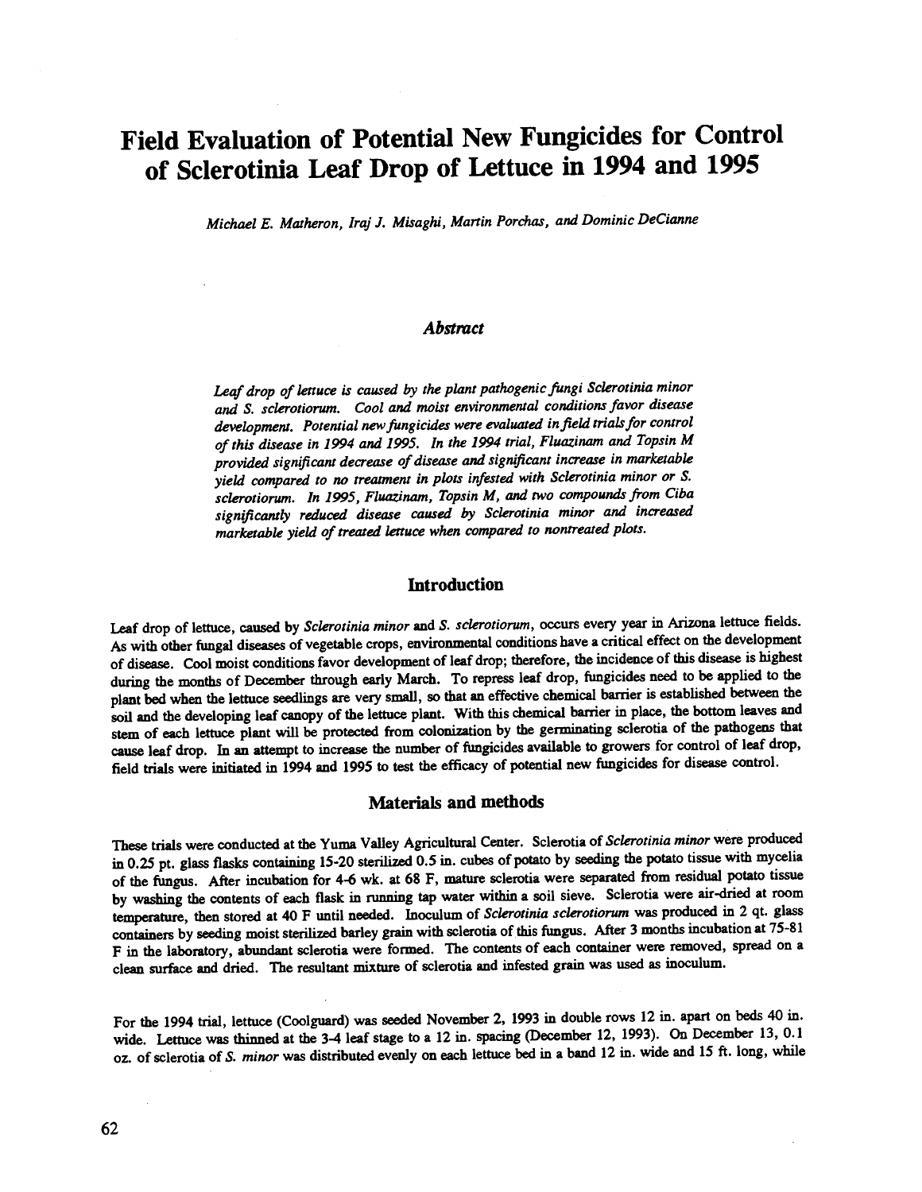# Field Evaluation of Potential New Fungicides for Control of Sclerotinia Leaf Drop of Lettuce in 1994 and 1995

*Michael E. Matheron, Iraj J. Misaghi, Martin Porchas, and Dominic DeCianne*

## Abstract

*Leaf drop of lettuce is caused by the plant pathogenic fungi Sclerotinia minor and S. sclerotiorum. Cool and moist environmental conditions favor disease development. Potential new fungicides were evaluated in field trials for control of this disease in 1994 and 1995. In the 1994 trial, Fluazinam and Topsin M provided significant decrease of disease and significant increase in marketable yield compared to no treatment in plots infested with Sclerotinia minor or S. sclerotiorum. In 1995, Fluazinam, Topsin M, and two compounds from Ciba significantly reduced disease caused by Sclerotinia minor and increased marketable yield of treated lettuce when compared to nontreated plots.*

## Introduction

Leaf drop of lettuce, caused by *Sclerotinia minor* and *S. sclerotiorum*, occurs every year in Arizona lettuce fields. As with other fungal diseases of vegetable crops, environmental conditions have a critical effect on the development of disease. Cool moist conditions favor development of leaf drop; therefore, the incidence of this disease is highest during the months of December through early March. To repress leaf drop, fungicides need to be applied to the plant bed when the lettuce seedlings are very small, so that an effective chemical barrier is established between the soil and the developing leaf canopy of the lettuce plant. With this chemical barrier in place, the bottom leaves and stem of each lettuce plant will be protected from colonization by the germinating sclerotia of the pathogens that cause leaf drop. In an attempt to increase the number of fungicides available to growers for control of leaf drop, field trials were initiated in 1994 and 1995 to test the efficacy of potential new fungicides for disease control.

## Materials and methods

These trials were conducted at the Yuma Valley Agricultural Center. Sclerotia of *Sclerotinia minor* were produced in 0.25 pt. glass flasks containing 15-20 sterilized 0.5 in. cubes of potato by seeding the potato tissue with mycelia of the fungus. After incubation for 4-6 wk. at 68 F, mature sclerotia were separated from residual potato tissue by washing the contents of each flask in running tap water within a soil sieve. Sclerotia were air-dried at room temperature, then stored at 40 F until needed. Inoculum of *Sclerotinia sclerotiorum* was produced in 2 qt. glass containers by seeding moist sterilized barley grain with sclerotia of this fungus. After 3 months incubation at 75-81 F in the laboratory, abundant sclerotia were formed. The contents of each container were removed, spread on a clean surface and dried. The resultant mixture of sclerotia and infested grain was used as inoculum.

For the 1994 trial, lettuce (Coolguard) was seeded November 2, 1993 in double rows 12 in. apart on beds 40 in. wide. Lettuce was thinned at the 3-4 leaf stage to a 12 in. spacing (December 12, 1993). On December 13, 0.1 oz. of sclerotia of *S. minor* was distributed evenly on each lettuce bed in a band 12 in. wide and 15 ft. long, while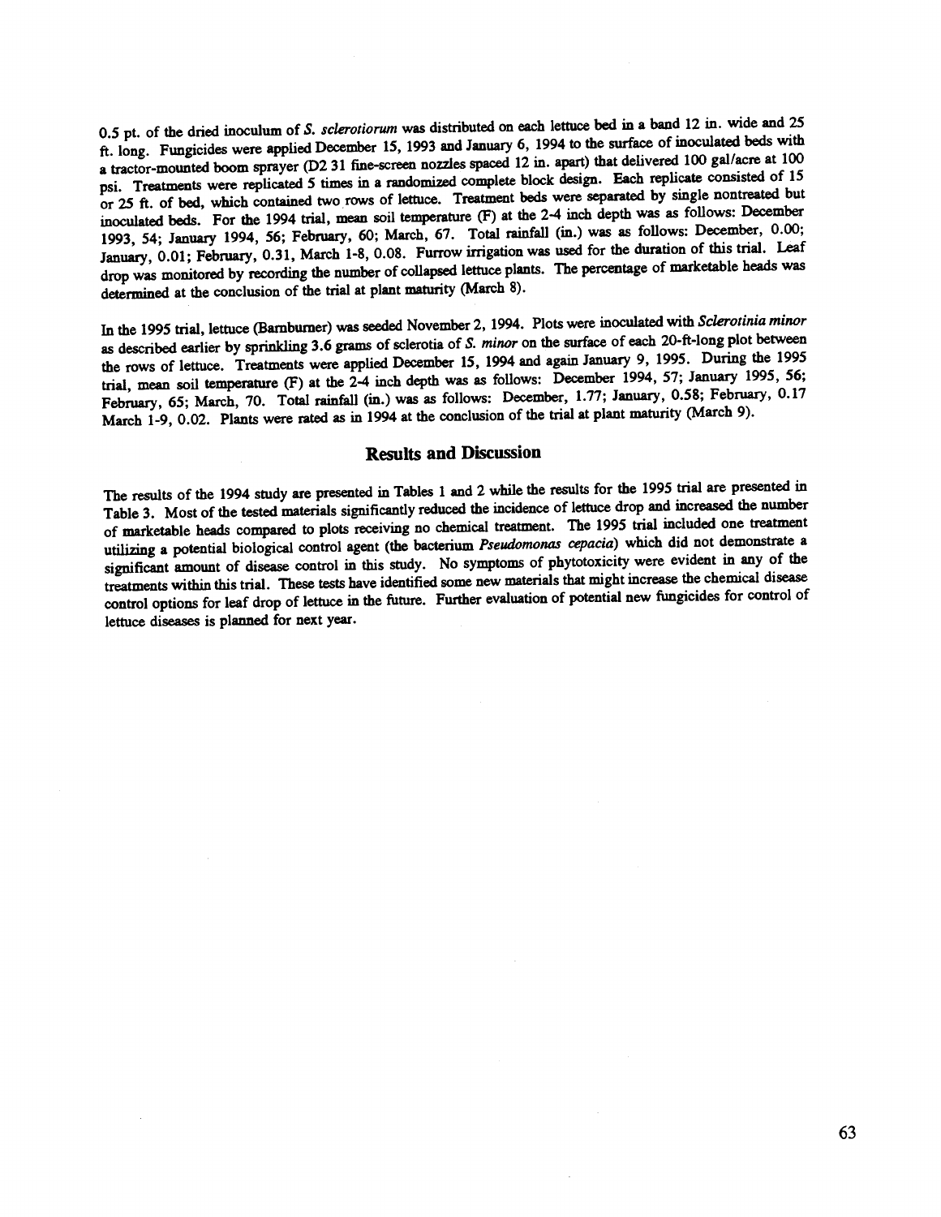0.5 pt. of the dried inoculum of *S. sclerotiorum* was distributed on each lettuce bed in a band 12 in. wide and 25 ft. long. Fungicides were applied December 15, 1993 and January 6, 1994 to the surface of inoculated beds with a tractor-mounted boom sprayer (D2 31 fine-screen nozzles spaced 12 in. apart) that delivered 100 gal/acre at 100 psi. Treatments were replicated 5 times in a randomized complete block design. Each replicate consisted of 15 or 25 ft. of bed, which contained two rows of lettuce. Treatment beds were separated by single nontreated but inoculated beds. For the 1994 trial, mean soil temperature (F) at the 2-4 inch depth was as follows: December 1993, 54; January 1994, 56; February, 60; March, 67. Total rainfall (in.) was as follows: December, 0.00; January, 0.01; February, 0.31, March 1-8, 0.08. Furrow irrigation was used for the duration of this trial. Leaf drop was monitored by recording the number of collapsed lettuce plants. The percentage of marketable heads was determined at the conclusion of the trial at plant maturity (March 8).

In the 1995 trial, lettuce (Barnburner) was seeded November 2, 1994. Plots were inoculated with *Sclerotinia minor* as described earlier by sprinkling 3.6 grams of sclerotia of *S. minor* on the surface of each 20-ft-long plot between the rows of lettuce. Treatments were applied December 15, 1994 and again January 9, 1995. During the 1995 trial, mean soil temperature (F) at the 2-4 inch depth was as follows: December 1994, 57; January 1995, 56; February, 65; March, 70. Total rainfall (in.) was as follows: December, 1.77; January, 0.58; February, 0.17 March 1-9, 0.02. Plants were rated as in 1994 at the conclusion of the trial at plant maturity (March 9).

## Results and Discussion

The results of the 1994 study are presented in Tables 1 and 2 while the results for the 1995 trial are presented in Table 3. Most of the tested materials significantly reduced the incidence of lettuce drop and increased the number of marketable heads compared to plots receiving no chemical treatment. The 1995 trial included one treatment utilizing a potential biological control agent (the bacterium *Pseudomonas cepacia*) which did not demonstrate a significant amount of disease control in this study. No symptoms of phytotoxicity were evident in any of the treatments within this trial. These tests have identified some new materials that might increase the chemical disease control options for leaf drop of lettuce in the future. Further evaluation of potential new fungicides for control of lettuce diseases is planned for next year.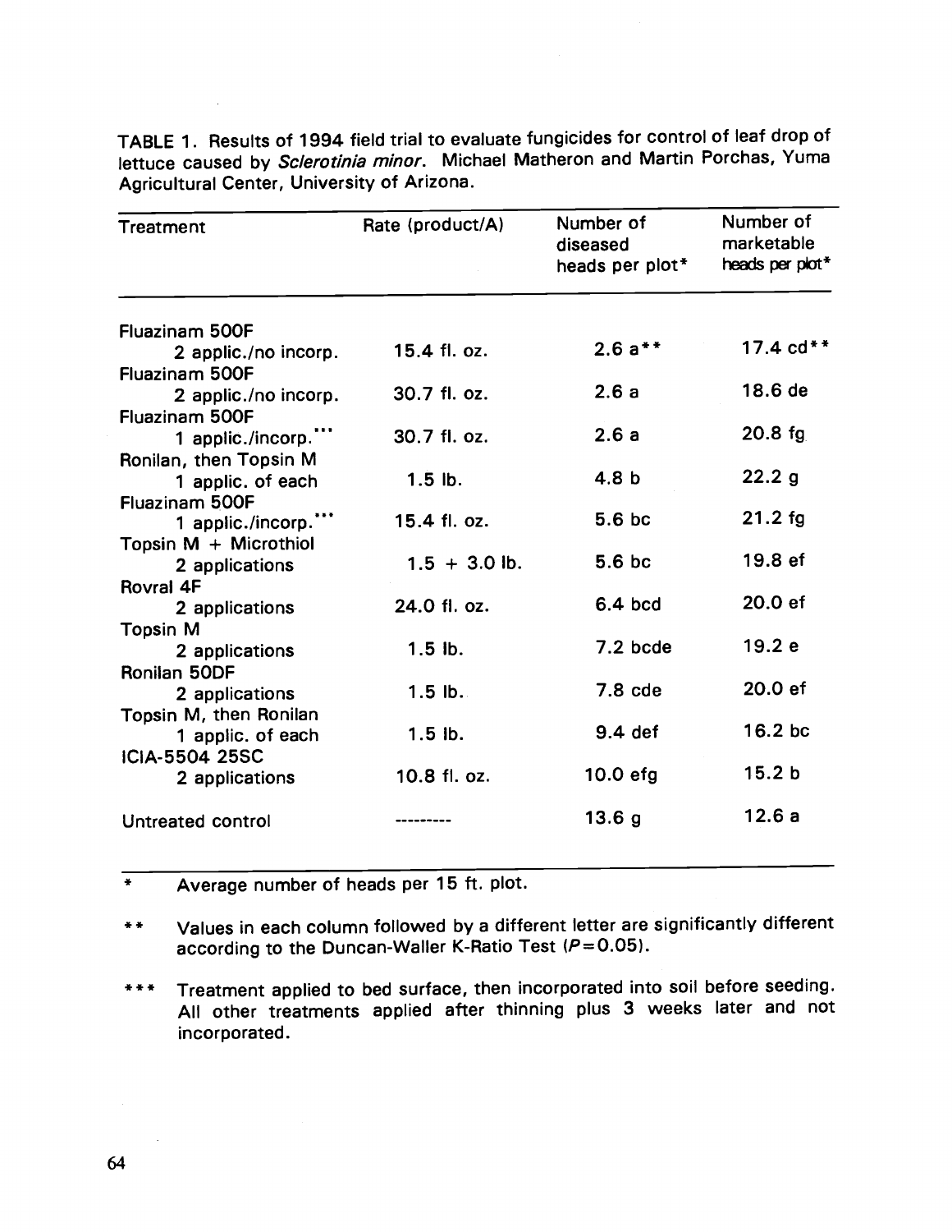TABLE 1. Results of 1994 field trial to evaluate fungicides for control of leaf drop of lettuce caused by *Sclerotinia minor*. Michael Matheron and Martin Porchas, Yuma Agricultural Center, University of Arizona.

| Treatment | Rate (product/A) | Number of diseased heads per plot* | Number of marketable heads per plot* |
|---|---|---|---|
| Fluazinam 500F 2 applic./no incorp. | 15.4 fl. oz. | 2.6 a** | 17.4 cd** |
| Fluazinam 500F 2 applic./no incorp. | 30.7 fl. oz. | 2.6 a | 18.6 de |
| Fluazinam 500F 1 applic./incorp.*** | 30.7 fl. oz. | 2.6 a | 20.8 fg |
| Ronilan, then Topsin M 1 applic. of each | 1.5 lb. | 4.8 b | 22.2 g |
| Fluazinam 500F 1 applic./incorp.*** | 15.4 fl. oz. | 5.6 bc | 21.2 fg |
| Topsin M + Microthiol 2 applications | 1.5 + 3.0 lb. | 5.6 bc | 19.8 ef |
| Rovral 4F 2 applications | 24.0 fl. oz. | 6.4 bcd | 20.0 ef |
| Topsin M 2 applications | 1.5 lb. | 7.2 bcde | 19.2 e |
| Ronilan 50DF 2 applications | 1.5 lb. | 7.8 cde | 20.0 ef |
| Topsin M, then Ronilan 1 applic. of each | 1.5 lb. | 9.4 def | 16.2 bc |
| ICIA-5504 25SC 2 applications | 10.8 fl. oz. | 10.0 efg | 15.2 b |
| Untreated control | --------- | 13.6 g | 12.6 a |

\* Average number of heads per 15 ft. plot.

\*\* Values in each column followed by a different letter are significantly different according to the Duncan-Waller K-Ratio Test ($P = 0.05$).

\*\*\* Treatment applied to bed surface, then incorporated into soil before seeding. All other treatments applied after thinning plus 3 weeks later and not incorporated.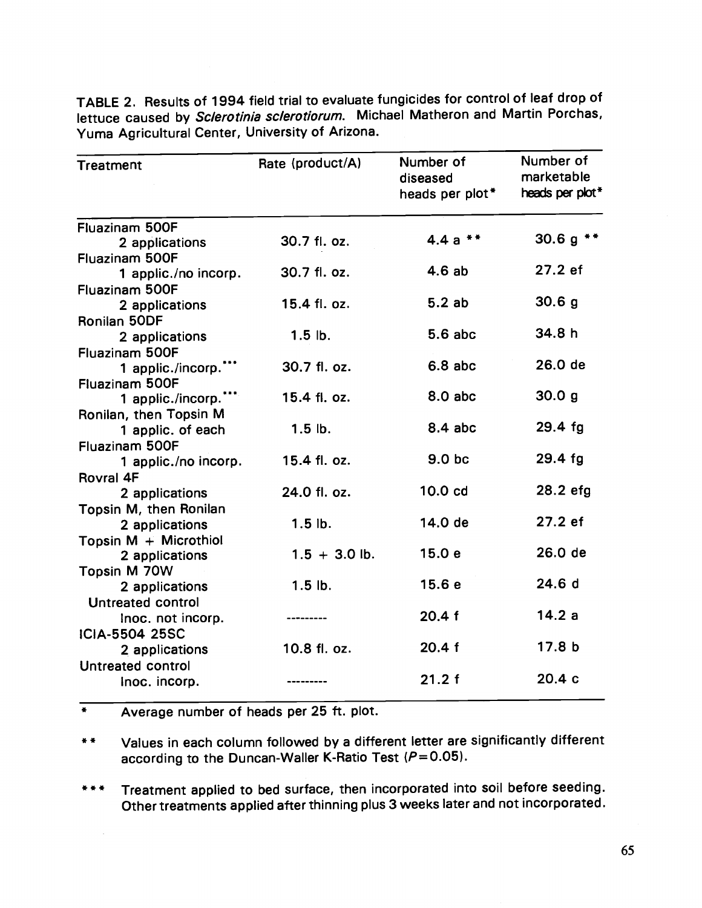TABLE 2. Results of 1994 field trial to evaluate fungicides for control of leaf drop of lettuce caused by *Sclerotinia sclerotiorum*. Michael Matheron and Martin Porchas, Yuma Agricultural Center, University of Arizona.

| Treatment | Rate (product/A) | Number of diseased heads per plot* | Number of marketable heads per plot* |
|---|---|---|---|
| Fluazinam 500F 2 applications | 30.7 fl. oz. | 4.4 a ** | 30.6 g ** |
| Fluazinam 500F 1 applic./no incorp. | 30.7 fl. oz. | 4.6 ab | 27.2 ef |
| Fluazinam 500F 2 applications | 15.4 fl. oz. | 5.2 ab | 30.6 g |
| Ronilan 50DF 2 applications | 1.5 lb. | 5.6 abc | 34.8 h |
| Fluazinam 500F 1 applic./incorp.*** | 30.7 fl. oz. | 6.8 abc | 26.0 de |
| Fluazinam 500F 1 applic./incorp.*** | 15.4 fl. oz. | 8.0 abc | 30.0 g |
| Ronilan, then Topsin M 1 applic. of each | 1.5 lb. | 8.4 abc | 29.4 fg |
| Fluazinam 500F 1 applic./no incorp. | 15.4 fl. oz. | 9.0 bc | 29.4 fg |
| Rovral 4F 2 applications | 24.0 fl. oz. | 10.0 cd | 28.2 efg |
| Topsin M, then Ronilan 2 applications | 1.5 lb. | 14.0 de | 27.2 ef |
| Topsin M + Microthiol 2 applications | 1.5 + 3.0 lb. | 15.0 e | 26.0 de |
| Topsin M 70W 2 applications | 1.5 lb. | 15.6 e | 24.6 d |
| Untreated control Inoc. not incorp. | --------- | 20.4 f | 14.2 a |
| ICIA-5504 25SC 2 applications | 10.8 fl. oz. | 20.4 f | 17.8 b |
| Untreated control Inoc. incorp. | --------- | 21.2 f | 20.4 c |

\* Average number of heads per 25 ft. plot.

\*\* Values in each column followed by a different letter are significantly different according to the Duncan-Waller K-Ratio Test ($P=0.05$).

\*\*\* Treatment applied to bed surface, then incorporated into soil before seeding. Other treatments applied after thinning plus 3 weeks later and not incorporated.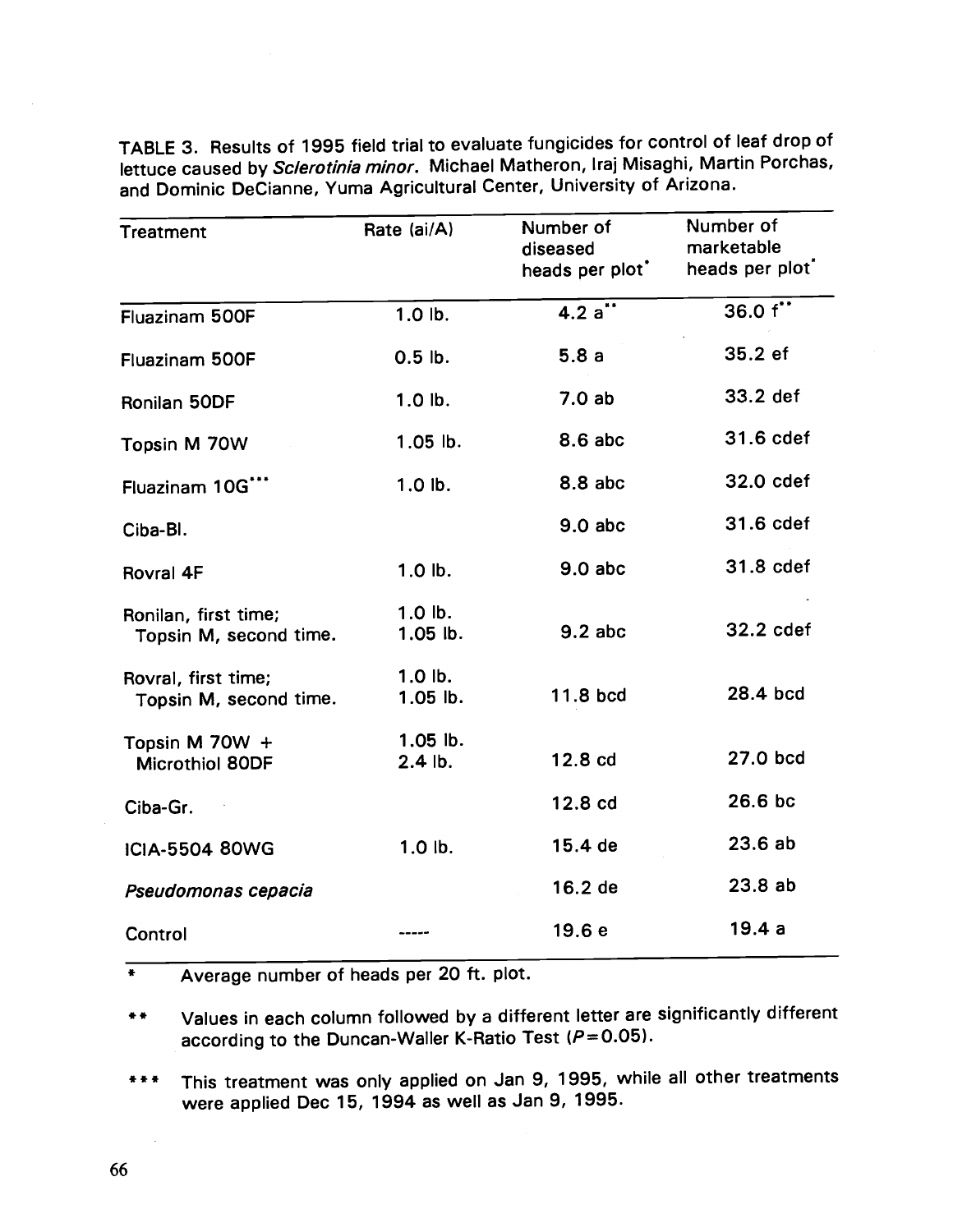TABLE 3. Results of 1995 field trial to evaluate fungicides for control of leaf drop of lettuce caused by *Sclerotinia minor*. Michael Matheron, Iraj Misaghi, Martin Porchas, and Dominic DeCianne, Yuma Agricultural Center, University of Arizona.

| Treatment | Rate (ai/A) | Number of diseased heads per plot* | Number of marketable heads per plot* |
|---|---|---|---|
| Fluazinam 500F | 1.0 lb. | 4.2 a** | 36.0 f** |
| Fluazinam 500F | 0.5 lb. | 5.8 a | 35.2 ef |
| Ronilan 50DF | 1.0 lb. | 7.0 ab | 33.2 def |
| Topsin M 70W | 1.05 lb. | 8.6 abc | 31.6 cdef |
| Fluazinam 10G*** | 1.0 lb. | 8.8 abc | 32.0 cdef |
| Ciba-Bl. | | 9.0 abc | 31.6 cdef |
| Rovral 4F | 1.0 lb. | 9.0 abc | 31.8 cdef |
| Ronilan, first time; Topsin M, second time. | 1.0 lb. 1.05 lb. | 9.2 abc | 32.2 cdef |
| Rovral, first time; Topsin M, second time. | 1.0 lb. 1.05 lb. | 11.8 bcd | 28.4 bcd |
| Topsin M 70W + Microthiol 80DF | 1.05 lb. 2.4 lb. | 12.8 cd | 27.0 bcd |
| Ciba-Gr. | | 12.8 cd | 26.6 bc |
| ICIA-5504 80WG | 1.0 lb. | 15.4 de | 23.6 ab |
| *Pseudomonas cepacia* | | 16.2 de | 23.8 ab |
| Control | ----- | 19.6 e | 19.4 a |

\* Average number of heads per 20 ft. plot.

\** Values in each column followed by a different letter are significantly different according to the Duncan-Waller K-Ratio Test ($P=0.05$).

\*** This treatment was only applied on Jan 9, 1995, while all other treatments were applied Dec 15, 1994 as well as Jan 9, 1995.